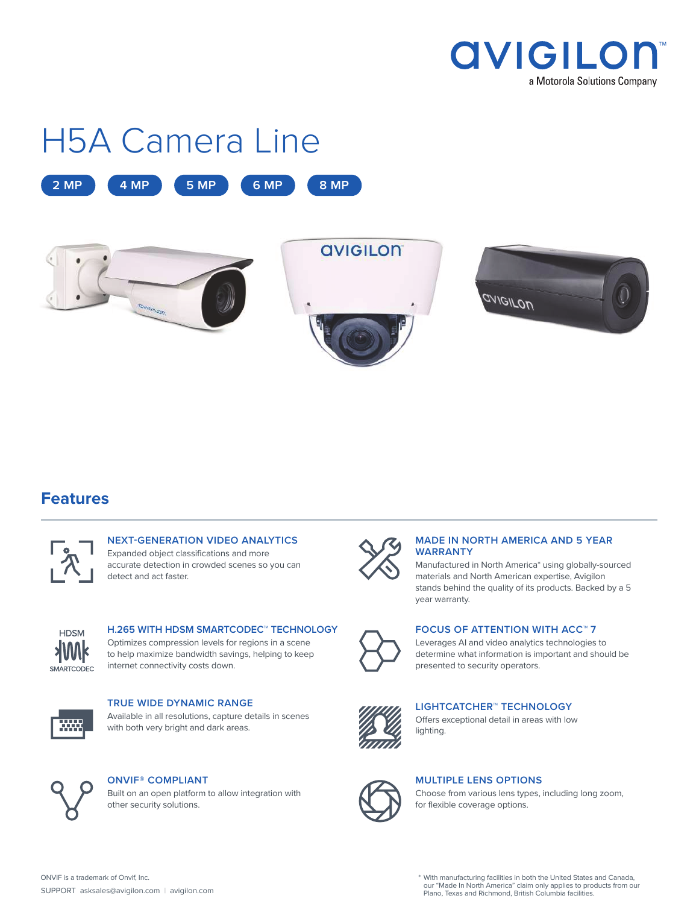avigilon™
a Motorola Solutions Company

# H5A Camera Line

2 MP | 4 MP | 5 MP | 6 MP | 8 MP

## Features

### NEXT-GENERATION VIDEO ANALYTICS
Expanded object classifications and more accurate detection in crowded scenes so you can detect and act faster.

### MADE IN NORTH AMERICA AND 5 YEAR WARRANTY
Manufactured in North America* using globally-sourced materials and North American expertise, Avigilon stands behind the quality of its products. Backed by a 5 year warranty.

### H.265 WITH HDSM SMARTCODEC™ TECHNOLOGY
Optimizes compression levels for regions in a scene to help maximize bandwidth savings, helping to keep internet connectivity costs down.

### FOCUS OF ATTENTION WITH ACC™ 7
Leverages AI and video analytics technologies to determine what information is important and should be presented to security operators.

### TRUE WIDE DYNAMIC RANGE
Available in all resolutions, capture details in scenes with both very bright and dark areas.

### LIGHTCATCHER™ TECHNOLOGY
Offers exceptional detail in areas with low lighting.

### ONVIF® COMPLIANT
Built on an open platform to allow integration with other security solutions.

### MULTIPLE LENS OPTIONS
Choose from various lens types, including long zoom, for flexible coverage options.

ONVIF is a trademark of Onvif, Inc.

SUPPORT asksales@avigilon.com | avigilon.com

* With manufacturing facilities in both the United States and Canada, our "Made In North America" claim only applies to products from our Plano, Texas and Richmond, British Columbia facilities.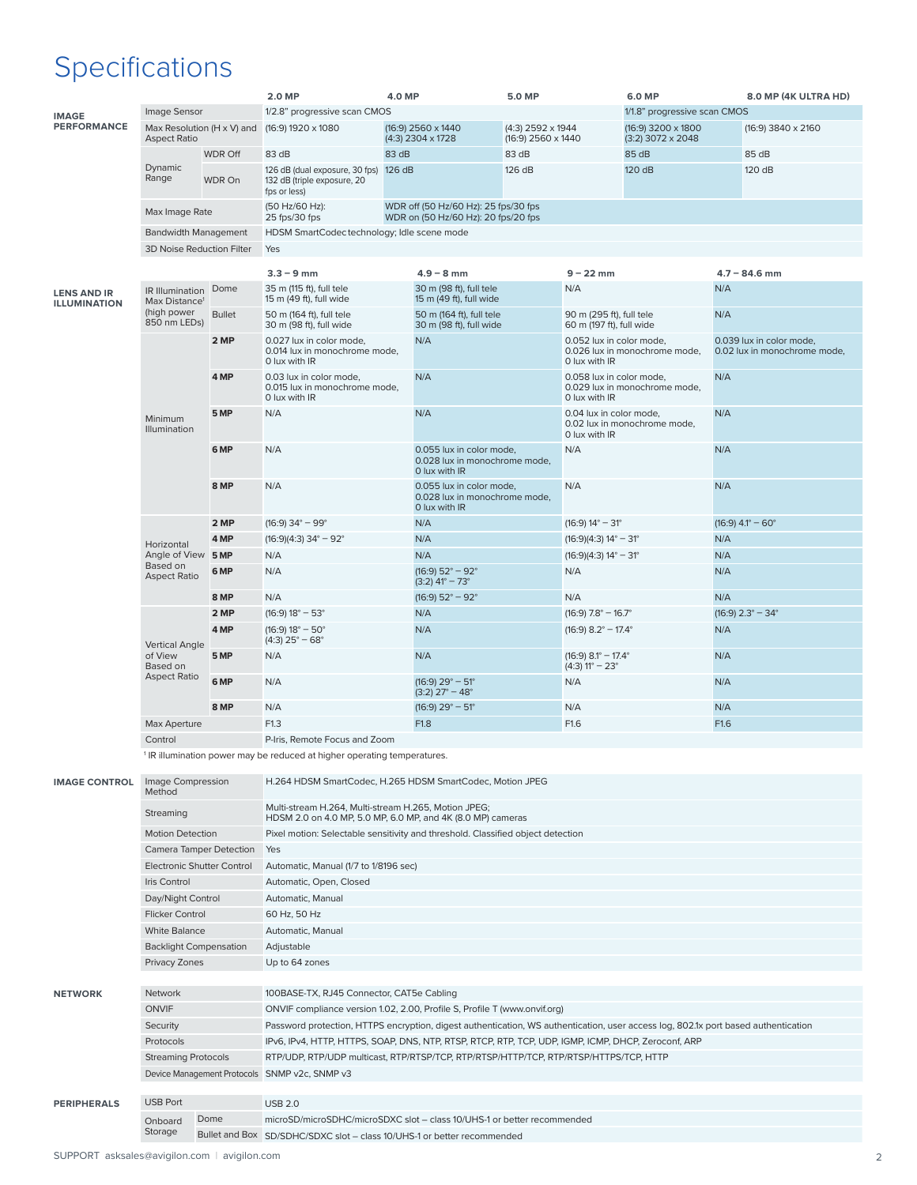# Specifications

## IMAGE PERFORMANCE

| | | 2.0 MP | 4.0 MP | 5.0 MP | 6.0 MP | 8.0 MP (4K ULTRA HD) |
|---|---|---|---|---|---|---|
| Image Sensor | | 1/2.8" progressive scan CMOS | | | 1/1.8" progressive scan CMOS | |
| Max Resolution (H x V) and Aspect Ratio | | (16:9) 1920 x 1080 | (16:9) 2560 x 1440<br>(4:3) 2304 x 1728 | (4:3) 2592 x 1944<br>(16:9) 2560 x 1440 | (16:9) 3200 x 1800<br>(3:2) 3072 x 2048 | (16:9) 3840 x 2160 |
| Dynamic Range | WDR Off | 83 dB | 83 dB | 83 dB | 85 dB | 85 dB |
| | WDR On | 126 dB (dual exposure, 30 fps)<br>132 dB (triple exposure, 20 fps or less) | 126 dB | 126 dB | 120 dB | 120 dB |
| Max Image Rate | | (50 Hz/60 Hz):<br>25 fps/30 fps | WDR off (50 Hz/60 Hz): 25 fps/30 fps<br>WDR on (50 Hz/60 Hz): 20 fps/20 fps | | | |
| Bandwidth Management | | HDSM SmartCodec technology; Idle scene mode | | | | |
| 3D Noise Reduction Filter | | Yes | | | | |

## LENS AND IR ILLUMINATION

| | | 3.3 – 9 mm | 4.9 – 8 mm | 9 – 22 mm | 4.7 – 84.6 mm |
|---|---|---|---|---|---|
| IR Illumination Max Distance[1] (high power 850 nm LEDs) | Dome | 35 m (115 ft), full tele<br>15 m (49 ft), full wide | 30 m (98 ft), full tele<br>15 m (49 ft), full wide | N/A | N/A |
| | Bullet | 50 m (164 ft), full tele<br>30 m (98 ft), full wide | 50 m (164 ft), full tele<br>30 m (98 ft), full wide | 90 m (295 ft), full tele<br>60 m (197 ft), full wide | N/A |
| Minimum Illumination | 2 MP | 0.027 lux in color mode,<br>0.014 lux in monochrome mode,<br>0 lux with IR | N/A | 0.052 lux in color mode,<br>0.026 lux in monochrome mode,<br>0 lux with IR | 0.039 lux in color mode,<br>0.02 lux in monochrome mode, |
| | 4 MP | 0.03 lux in color mode,<br>0.015 lux in monochrome mode,<br>0 lux with IR | N/A | 0.058 lux in color mode,<br>0.029 lux in monochrome mode,<br>0 lux with IR | N/A |
| | 5 MP | N/A | N/A | 0.04 lux in color mode,<br>0.02 lux in monochrome mode,<br>0 lux with IR | N/A |
| | 6 MP | N/A | 0.055 lux in color mode,<br>0.028 lux in monochrome mode,<br>0 lux with IR | N/A | N/A |
| | 8 MP | N/A | 0.055 lux in color mode,<br>0.028 lux in monochrome mode,<br>0 lux with IR | N/A | N/A |
| Horizontal Angle of View Based on Aspect Ratio | 2 MP | (16:9) 34° – 99° | N/A | (16:9) 14° – 31° | (16:9) 4.1° – 60° |
| | 4 MP | (16:9)(4:3) 34° – 92° | N/A | (16:9)(4:3) 14° – 31° | N/A |
| | 5 MP | N/A | N/A | (16:9)(4:3) 14° – 31° | N/A |
| | 6 MP | N/A | (16:9) 52° – 92°<br>(3:2) 41° – 73° | N/A | N/A |
| | 8 MP | N/A | (16:9) 52° – 92° | N/A | N/A |
| Vertical Angle of View Based on Aspect Ratio | 2 MP | (16:9) 18° – 53° | N/A | (16:9) 7.8° – 16.7° | (16:9) 2.3° – 34° |
| | 4 MP | (16:9) 18° – 50°<br>(4:3) 25° – 68° | N/A | (16:9) 8.2° – 17.4° | N/A |
| | 5 MP | N/A | N/A | (16:9) 8.1° – 17.4°<br>(4:3) 11° – 23° | N/A |
| | 6 MP | N/A | (16:9) 29° – 51°<br>(3:2) 27° – 48° | N/A | N/A |
| | 8 MP | N/A | (16:9) 29° – 51° | N/A | N/A |
| Max Aperture | | F1.3 | F1.8 | F1.6 | F1.6 |
| Control | | P-Iris, Remote Focus and Zoom | | | |

[1] IR illumination power may be reduced at higher operating temperatures.

## IMAGE CONTROL

| | |
|---|---|
| Image Compression Method | H.264 HDSM SmartCodec, H.265 HDSM SmartCodec, Motion JPEG |
| Streaming | Multi-stream H.264, Multi-stream H.265, Motion JPEG;<br>HDSM 2.0 on 4.0 MP, 5.0 MP, 6.0 MP, and 4K (8.0 MP) cameras |
| Motion Detection | Pixel motion: Selectable sensitivity and threshold. Classified object detection |
| Camera Tamper Detection | Yes |
| Electronic Shutter Control | Automatic, Manual (1/7 to 1/8196 sec) |
| Iris Control | Automatic, Open, Closed |
| Day/Night Control | Automatic, Manual |
| Flicker Control | 60 Hz, 50 Hz |
| White Balance | Automatic, Manual |
| Backlight Compensation | Adjustable |
| Privacy Zones | Up to 64 zones |

## NETWORK

| | |
|---|---|
| Network | 100BASE-TX, RJ45 Connector, CAT5e Cabling |
| ONVIF | ONVIF compliance version 1.02, 2.00, Profile S, Profile T (www.onvif.org) |
| Security | Password protection, HTTPS encryption, digest authentication, WS authentication, user access log, 802.1x port based authentication |
| Protocols | IPv6, IPv4, HTTP, HTTPS, SOAP, DNS, NTP, RTSP, RTCP, RTP, TCP, UDP, IGMP, ICMP, DHCP, Zeroconf, ARP |
| Streaming Protocols | RTP/UDP, RTP/UDP multicast, RTP/RTSP/TCP, RTP/RTSP/HTTP/TCP, RTP/RTSP/HTTPS/TCP, HTTP |
| Device Management Protocols | SNMP v2c, SNMP v3 |

## PERIPHERALS

| | | |
|---|---|---|
| USB Port | | USB 2.0 |
| Onboard Storage | Dome | microSD/microSDHC/microSDXC slot – class 10/UHS-1 or better recommended |
| | Bullet and Box | SD/SDHC/SDXC slot – class 10/UHS-1 or better recommended |

SUPPORT asksales@avigilon.com | avigilon.com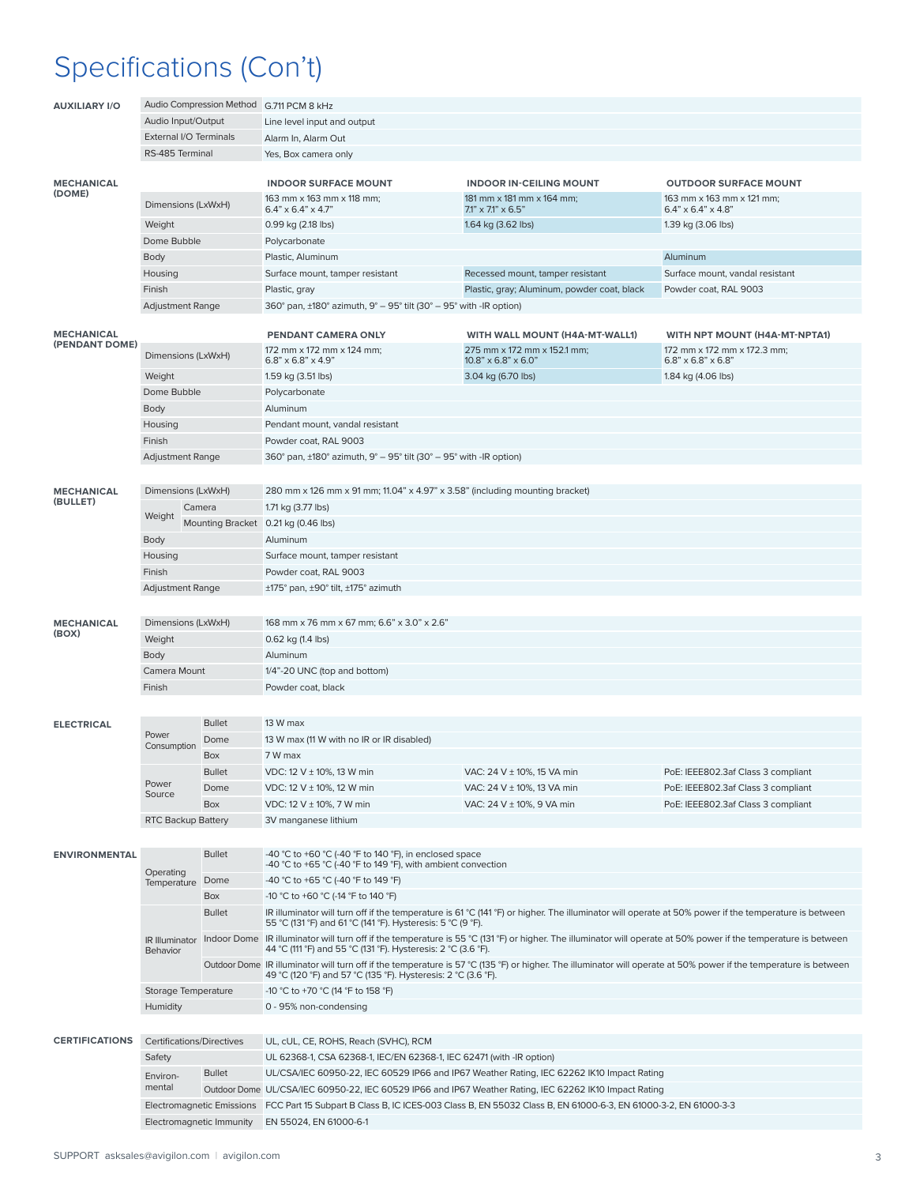# Specifications (Con't)

**AUXILIARY I/O**

| | |
|---|---|
| Audio Compression Method | G.711 PCM 8 kHz |
| Audio Input/Output | Line level input and output |
| External I/O Terminals | Alarm In, Alarm Out |
| RS-485 Terminal | Yes, Box camera only |

**MECHANICAL (DOME)**

| | INDOOR SURFACE MOUNT | INDOOR IN-CEILING MOUNT | OUTDOOR SURFACE MOUNT |
|---|---|---|---|
| Dimensions (LxWxH) | 163 mm x 163 mm x 118 mm; 6.4" x 6.4" x 4.7" | 181 mm x 181 mm x 164 mm; 7.1" x 7.1" x 6.5" | 163 mm x 163 mm x 121 mm; 6.4" x 6.4" x 4.8" |
| Weight | 0.99 kg (2.18 lbs) | 1.64 kg (3.62 lbs) | 1.39 kg (3.06 lbs) |
| Dome Bubble | Polycarbonate | | |
| Body | Plastic, Aluminum | | Aluminum |
| Housing | Surface mount, tamper resistant | Recessed mount, tamper resistant | Surface mount, vandal resistant |
| Finish | Plastic, gray | Plastic, gray; Aluminum, powder coat, black | Powder coat, RAL 9003 |
| Adjustment Range | 360° pan, ±180° azimuth, 9° – 95° tilt (30° – 95° with -IR option) | | |

**MECHANICAL (PENDANT DOME)**

| | PENDANT CAMERA ONLY | WITH WALL MOUNT (H4A-MT-WALL1) | WITH NPT MOUNT (H4A-MT-NPTA1) |
|---|---|---|---|
| Dimensions (LxWxH) | 172 mm x 172 mm x 124 mm; 6.8" x 6.8" x 4.9" | 275 mm x 172 mm x 152.1 mm; 10.8" x 6.8" x 6.0" | 172 mm x 172 mm x 172.3 mm; 6.8" x 6.8" x 6.8" |
| Weight | 1.59 kg (3.51 lbs) | 3.04 kg (6.70 lbs) | 1.84 kg (4.06 lbs) |
| Dome Bubble | Polycarbonate | | |
| Body | Aluminum | | |
| Housing | Pendant mount, vandal resistant | | |
| Finish | Powder coat, RAL 9003 | | |
| Adjustment Range | 360° pan, ±180° azimuth, 9° – 95° tilt (30° – 95° with -IR option) | | |

**MECHANICAL (BULLET)**

| | | |
|---|---|---|
| Dimensions (LxWxH) | | 280 mm x 126 mm x 91 mm; 11.04" x 4.97" x 3.58" (including mounting bracket) |
| Weight | Camera | 1.71 kg (3.77 lbs) |
| | Mounting Bracket | 0.21 kg (0.46 lbs) |
| Body | | Aluminum |
| Housing | | Surface mount, tamper resistant |
| Finish | | Powder coat, RAL 9003 |
| Adjustment Range | | ±175° pan, ±90° tilt, ±175° azimuth |

**MECHANICAL (BOX)**

| | |
|---|---|
| Dimensions (LxWxH) | 168 mm x 76 mm x 67 mm; 6.6" x 3.0" x 2.6" |
| Weight | 0.62 kg (1.4 lbs) |
| Body | Aluminum |
| Camera Mount | 1/4"-20 UNC (top and bottom) |
| Finish | Powder coat, black |

**ELECTRICAL**

| | | | | |
|---|---|---|---|---|
| Power Consumption | Bullet | 13 W max | | |
| | Dome | 13 W max (11 W with no IR or IR disabled) | | |
| | Box | 7 W max | | |
| Power Source | Bullet | VDC: 12 V ± 10%, 13 W min | VAC: 24 V ± 10%, 15 VA min | PoE: IEEE802.3af Class 3 compliant |
| | Dome | VDC: 12 V ± 10%, 12 W min | VAC: 24 V ± 10%, 13 VA min | PoE: IEEE802.3af Class 3 compliant |
| | Box | VDC: 12 V ± 10%, 7 W min | VAC: 24 V ± 10%, 9 VA min | PoE: IEEE802.3af Class 3 compliant |
| RTC Backup Battery | | 3V manganese lithium | | |

**ENVIRONMENTAL**

| | | |
|---|---|---|
| Operating Temperature | Bullet | -40 °C to +60 °C (-40 °F to 140 °F), in enclosed space<br>-40 °C to +65 °C (-40 °F to 149 °F), with ambient convection |
| | Dome | -40 °C to +65 °C (-40 °F to 149 °F) |
| | Box | -10 °C to +60 °C (-14 °F to 140 °F) |
| IR Illuminator Behavior | Bullet | IR illuminator will turn off if the temperature is 61 °C (141 °F) or higher. The illuminator will operate at 50% power if the temperature is between 55 °C (131 °F) and 61 °C (141 °F). Hysteresis: 5 °C (9 °F). |
| | Indoor Dome | IR illuminator will turn off if the temperature is 55 °C (131 °F) or higher. The illuminator will operate at 50% power if the temperature is between 44 °C (111 °F) and 55 °C (131 °F). Hysteresis: 2 °C (3.6 °F). |
| | Outdoor Dome | IR illuminator will turn off if the temperature is 57 °C (135 °F) or higher. The illuminator will operate at 50% power if the temperature is between 49 °C (120 °F) and 57 °C (135 °F). Hysteresis: 2 °C (3.6 °F). |
| Storage Temperature | | -10 °C to +70 °C (14 °F to 158 °F) |
| Humidity | | 0 - 95% non-condensing |

**CERTIFICATIONS**

| | | |
|---|---|---|
| Certifications/Directives | | UL, cUL, CE, ROHS, Reach (SVHC), RCM |
| Safety | | UL 62368-1, CSA 62368-1, IEC/EN 62368-1, IEC 62471 (with -IR option) |
| Environmental | Bullet | UL/CSA/IEC 60950-22, IEC 60529 IP66 and IP67 Weather Rating, IEC 62262 IK10 Impact Rating |
| | Outdoor Dome | UL/CSA/IEC 60950-22, IEC 60529 IP66 and IP67 Weather Rating, IEC 62262 IK10 Impact Rating |
| Electromagnetic Emissions | | FCC Part 15 Subpart B Class B, IC ICES-003 Class B, EN 55032 Class B, EN 61000-6-3, EN 61000-3-2, EN 61000-3-3 |
| Electromagnetic Immunity | | EN 55024, EN 61000-6-1 |

SUPPORT asksales@avigilon.com | avigilon.com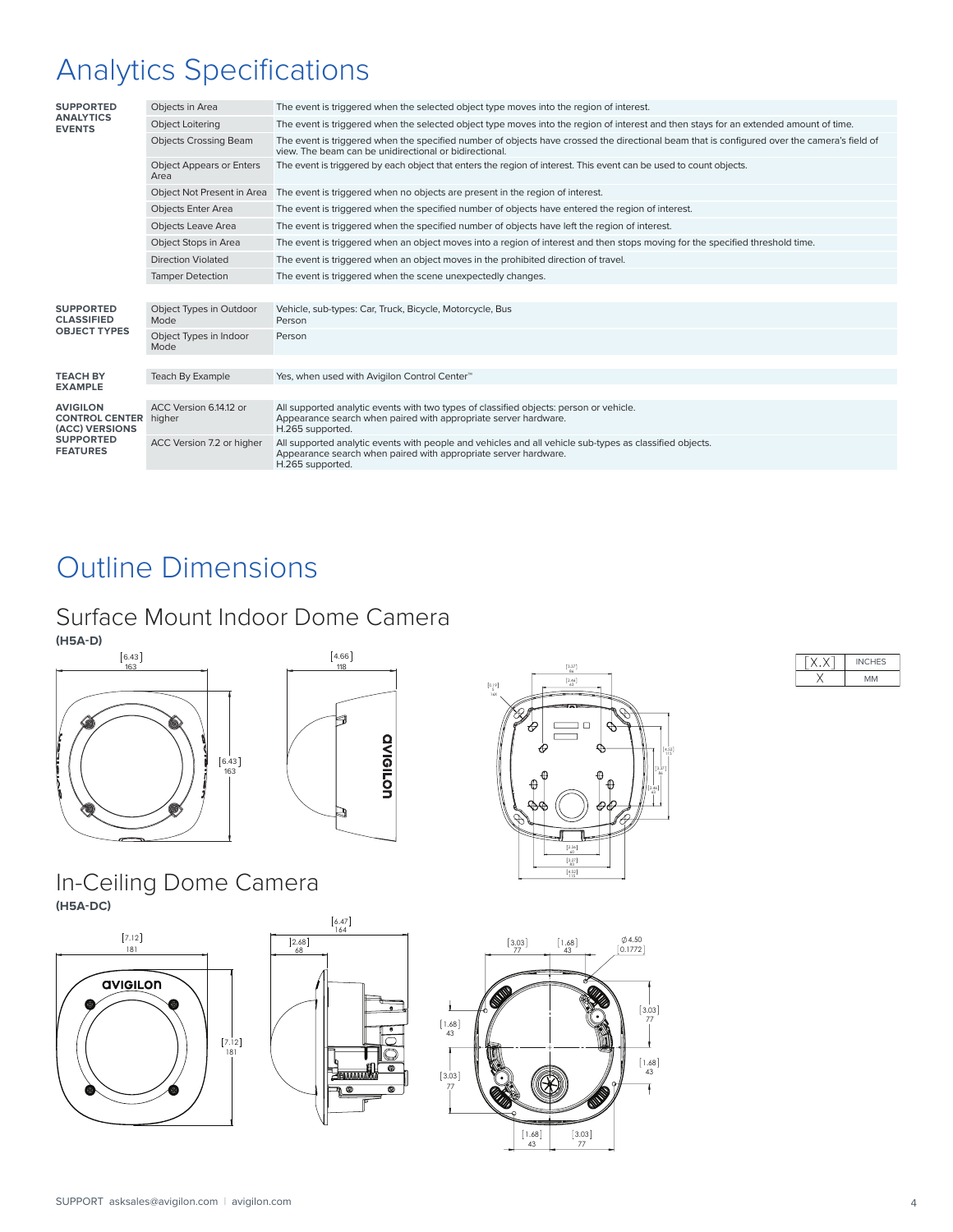# Analytics Specifications

| | | |
|---|---|---|
| **SUPPORTED ANALYTICS EVENTS** | Objects in Area | The event is triggered when the selected object type moves into the region of interest. |
| | Object Loitering | The event is triggered when the selected object type moves into the region of interest and then stays for an extended amount of time. |
| | Objects Crossing Beam | The event is triggered when the specified number of objects have crossed the directional beam that is configured over the camera's field of view. The beam can be unidirectional or bidirectional. |
| | Object Appears or Enters Area | The event is triggered by each object that enters the region of interest. This event can be used to count objects. |
| | Object Not Present in Area | The event is triggered when no objects are present in the region of interest. |
| | Objects Enter Area | The event is triggered when the specified number of objects have entered the region of interest. |
| | Objects Leave Area | The event is triggered when the specified number of objects have left the region of interest. |
| | Object Stops in Area | The event is triggered when an object moves into a region of interest and then stops moving for the specified threshold time. |
| | Direction Violated | The event is triggered when an object moves in the prohibited direction of travel. |
| | Tamper Detection | The event is triggered when the scene unexpectedly changes. |
| **SUPPORTED CLASSIFIED OBJECT TYPES** | Object Types in Outdoor Mode | Vehicle, sub-types: Car, Truck, Bicycle, Motorcycle, Bus<br>Person |
| | Object Types in Indoor Mode | Person |
| **TEACH BY EXAMPLE** | Teach By Example | Yes, when used with Avigilon Control Center™ |
| **AVIGILON CONTROL CENTER (ACC) VERSIONS SUPPORTED FEATURES** | ACC Version 6.14.12 or higher | All supported analytic events with two types of classified objects: person or vehicle.<br>Appearance search when paired with appropriate server hardware.<br>H.265 supported. |
| | ACC Version 7.2 or higher | All supported analytic events with people and vehicles and all vehicle sub-types as classified objects.<br>Appearance search when paired with appropriate server hardware.<br>H.265 supported. |

# Outline Dimensions

## Surface Mount Indoor Dome Camera

**(H5A-D)**

| [X.X] | INCHES |
|---|---|
| X | MM |

[6.43] 163

[4.66] 118

[6.43] 163

## In-Ceiling Dome Camera

**(H5A-DC)**

[7.12] 181

[6.47] 164

[2.68] 68

[7.12] 181

[3.03] 77 [1.68] 43 Ø 4.50 [0.1772]

[1.68] 43 [3.03] 77 [3.03] 77 [1.68] 43

[1.68] 43 [3.03] 77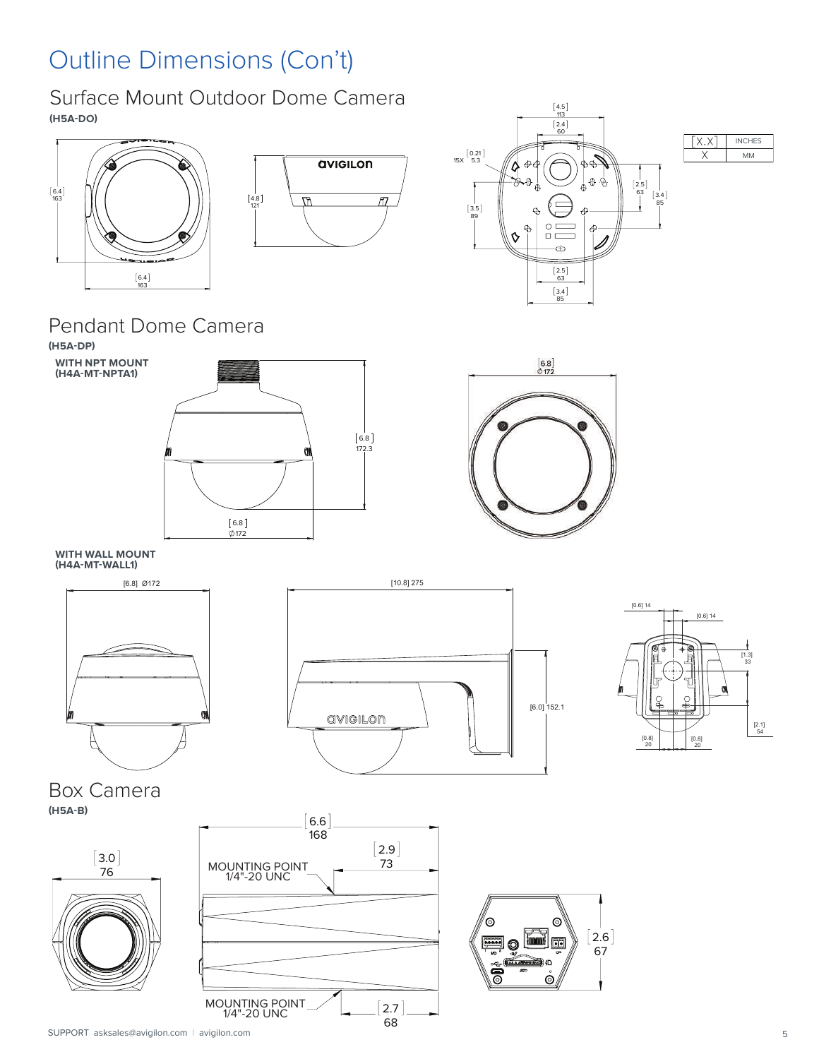# Outline Dimensions (Con't)

## Surface Mount Outdoor Dome Camera

**(H5A-DO)**

| [X.X] | INCHES |
|---|---|
| X | MM |

[6.4] 163

[6.4] 163

[4.8] 121

[4.5] 113

[2.4] 60

15X [0.21] 5.3

[3.5] 89

[2.5] 63

[3.4] 85

[2.5] 63

[3.4] 85

## Pendant Dome Camera

**(H5A-DP)**

**WITH NPT MOUNT (H4A-MT-NPTA1)**

[6.8] 172.3

[6.8] ∅172

[6.8] ∅172

**WITH WALL MOUNT (H4A-MT-WALL1)**

[6.8] Ø172

[10.8] 275

[6.0] 152.1

[0.6] 14

[0.6] 14

[1.3] 33

[2.1] 54

[0.8] 20

[0.8] 20

## Box Camera

**(H5A-B)**

[3.0] 76

[6.6] 168

[2.9] 73

MOUNTING POINT 1/4"-20 UNC

MOUNTING POINT 1/4"-20 UNC

[2.7] 68

[2.6] 67

SUPPORT asksales@avigilon.com | avigilon.com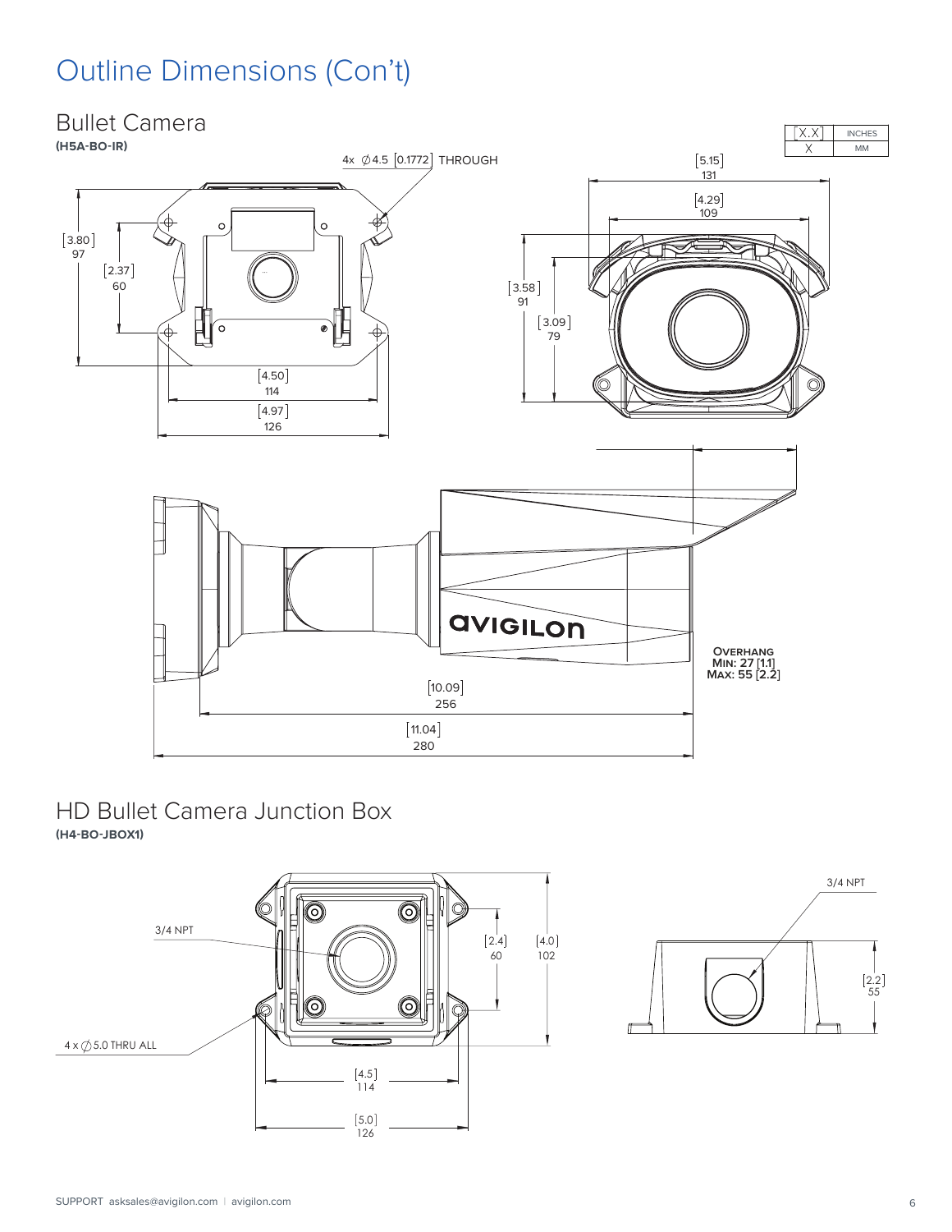# Outline Dimensions (Con't)

## Bullet Camera

**(H5A-BO-IR)**

| [X.X] | INCHES |
| --- | --- |
| X | MM |

4x ∅4.5 [0.1772] THROUGH

[3.80] 97

[2.37] 60

[4.50] 114

[4.97] 126

[5.15] 131

[4.29] 109

[3.58] 91

[3.09] 79

**OVERHANG**
**MIN: 27 [1.1]**
**MAX: 55 [2.2]**

[10.09] 256

[11.04] 280

## HD Bullet Camera Junction Box

**(H4-BO-JBOX1)**

3/4 NPT

4 x ∅5.0 THRU ALL

[2.4] 60

[4.0] 102

[4.5] 114

[5.0] 126

3/4 NPT

[2.2] 55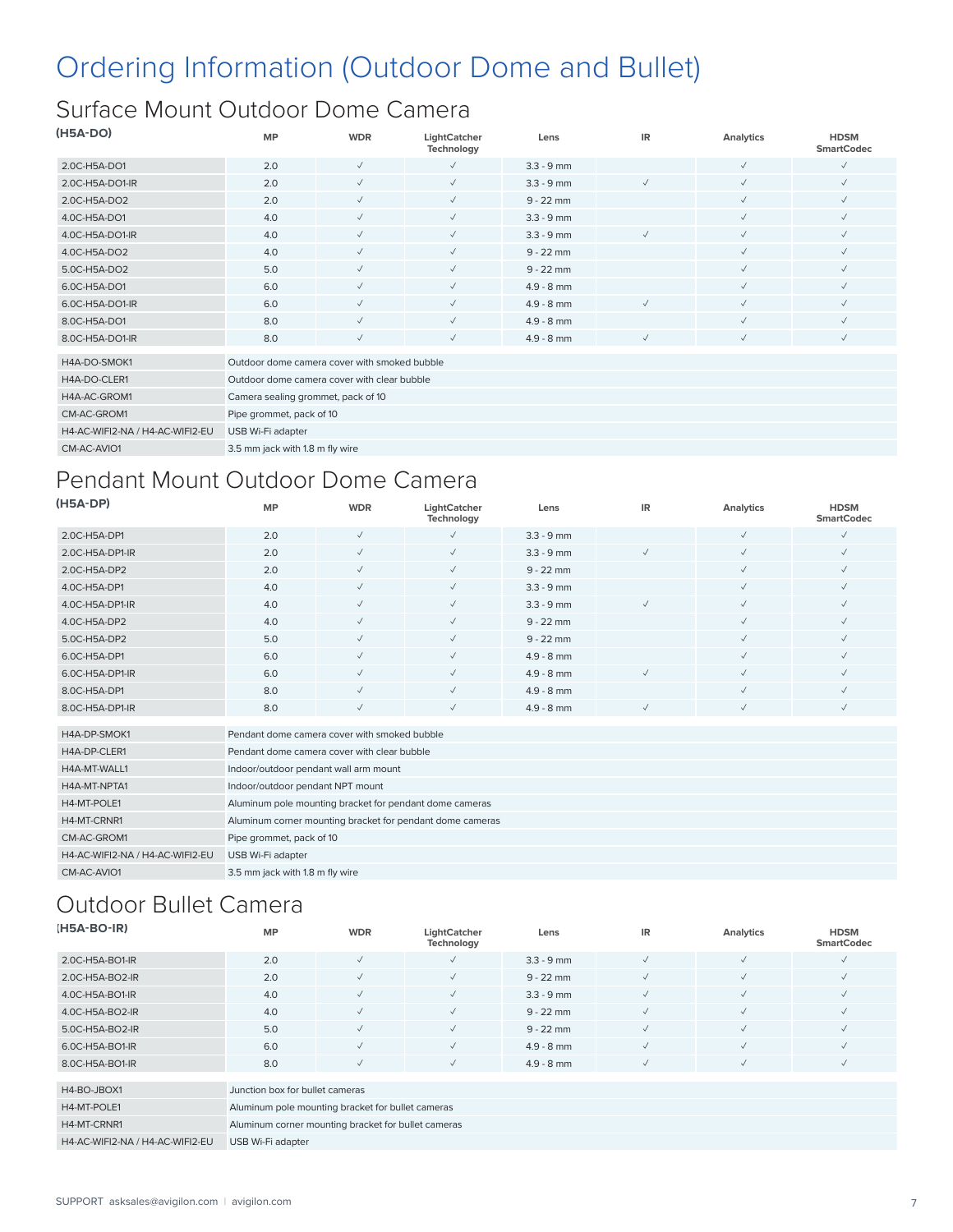# Ordering Information (Outdoor Dome and Bullet)

## Surface Mount Outdoor Dome Camera

| (H5A-DO) | MP | WDR | LightCatcher Technology | Lens | IR | Analytics | HDSM SmartCodec |
|---|---|---|---|---|---|---|---|
| 2.0C-H5A-DO1 | 2.0 | ✓ | ✓ | 3.3 - 9 mm | | ✓ | ✓ |
| 2.0C-H5A-DO1-IR | 2.0 | ✓ | ✓ | 3.3 - 9 mm | ✓ | ✓ | ✓ |
| 2.0C-H5A-DO2 | 2.0 | ✓ | ✓ | 9 - 22 mm | | ✓ | ✓ |
| 4.0C-H5A-DO1 | 4.0 | ✓ | ✓ | 3.3 - 9 mm | | ✓ | ✓ |
| 4.0C-H5A-DO1-IR | 4.0 | ✓ | ✓ | 3.3 - 9 mm | ✓ | ✓ | ✓ |
| 4.0C-H5A-DO2 | 4.0 | ✓ | ✓ | 9 - 22 mm | | ✓ | ✓ |
| 5.0C-H5A-DO2 | 5.0 | ✓ | ✓ | 9 - 22 mm | | ✓ | ✓ |
| 6.0C-H5A-DO1 | 6.0 | ✓ | ✓ | 4.9 - 8 mm | | ✓ | ✓ |
| 6.0C-H5A-DO1-IR | 6.0 | ✓ | ✓ | 4.9 - 8 mm | ✓ | ✓ | ✓ |
| 8.0C-H5A-DO1 | 8.0 | ✓ | ✓ | 4.9 - 8 mm | | ✓ | ✓ |
| 8.0C-H5A-DO1-IR | 8.0 | ✓ | ✓ | 4.9 - 8 mm | ✓ | ✓ | ✓ |

| Part | Description |
|---|---|
| H4A-DO-SMOK1 | Outdoor dome camera cover with smoked bubble |
| H4A-DO-CLER1 | Outdoor dome camera cover with clear bubble |
| H4A-AC-GROM1 | Camera sealing grommet, pack of 10 |
| CM-AC-GROM1 | Pipe grommet, pack of 10 |
| H4-AC-WIFI2-NA / H4-AC-WIFI2-EU | USB Wi-Fi adapter |
| CM-AC-AVIO1 | 3.5 mm jack with 1.8 m fly wire |

## Pendant Mount Outdoor Dome Camera

| (H5A-DP) | MP | WDR | LightCatcher Technology | Lens | IR | Analytics | HDSM SmartCodec |
|---|---|---|---|---|---|---|---|
| 2.0C-H5A-DP1 | 2.0 | ✓ | ✓ | 3.3 - 9 mm | | ✓ | ✓ |
| 2.0C-H5A-DP1-IR | 2.0 | ✓ | ✓ | 3.3 - 9 mm | ✓ | ✓ | ✓ |
| 2.0C-H5A-DP2 | 2.0 | ✓ | ✓ | 9 - 22 mm | | ✓ | ✓ |
| 4.0C-H5A-DP1 | 4.0 | ✓ | ✓ | 3.3 - 9 mm | | ✓ | ✓ |
| 4.0C-H5A-DP1-IR | 4.0 | ✓ | ✓ | 3.3 - 9 mm | ✓ | ✓ | ✓ |
| 4.0C-H5A-DP2 | 4.0 | ✓ | ✓ | 9 - 22 mm | | ✓ | ✓ |
| 5.0C-H5A-DP2 | 5.0 | ✓ | ✓ | 9 - 22 mm | | ✓ | ✓ |
| 6.0C-H5A-DP1 | 6.0 | ✓ | ✓ | 4.9 - 8 mm | | ✓ | ✓ |
| 6.0C-H5A-DP1-IR | 6.0 | ✓ | ✓ | 4.9 - 8 mm | ✓ | ✓ | ✓ |
| 8.0C-H5A-DP1 | 8.0 | ✓ | ✓ | 4.9 - 8 mm | | ✓ | ✓ |
| 8.0C-H5A-DP1-IR | 8.0 | ✓ | ✓ | 4.9 - 8 mm | ✓ | ✓ | ✓ |

| Part | Description |
|---|---|
| H4A-DP-SMOK1 | Pendant dome camera cover with smoked bubble |
| H4A-DP-CLER1 | Pendant dome camera cover with clear bubble |
| H4A-MT-WALL1 | Indoor/outdoor pendant wall arm mount |
| H4A-MT-NPTA1 | Indoor/outdoor pendant NPT mount |
| H4-MT-POLE1 | Aluminum pole mounting bracket for pendant dome cameras |
| H4-MT-CRNR1 | Aluminum corner mounting bracket for pendant dome cameras |
| CM-AC-GROM1 | Pipe grommet, pack of 10 |
| H4-AC-WIFI2-NA / H4-AC-WIFI2-EU | USB Wi-Fi adapter |
| CM-AC-AVIO1 | 3.5 mm jack with 1.8 m fly wire |

## Outdoor Bullet Camera

| (H5A-BO-IR) | MP | WDR | LightCatcher Technology | Lens | IR | Analytics | HDSM SmartCodec |
|---|---|---|---|---|---|---|---|
| 2.0C-H5A-BO1-IR | 2.0 | ✓ | ✓ | 3.3 - 9 mm | ✓ | ✓ | ✓ |
| 2.0C-H5A-BO2-IR | 2.0 | ✓ | ✓ | 9 - 22 mm | ✓ | ✓ | ✓ |
| 4.0C-H5A-BO1-IR | 4.0 | ✓ | ✓ | 3.3 - 9 mm | ✓ | ✓ | ✓ |
| 4.0C-H5A-BO2-IR | 4.0 | ✓ | ✓ | 9 - 22 mm | ✓ | ✓ | ✓ |
| 5.0C-H5A-BO2-IR | 5.0 | ✓ | ✓ | 9 - 22 mm | ✓ | ✓ | ✓ |
| 6.0C-H5A-BO1-IR | 6.0 | ✓ | ✓ | 4.9 - 8 mm | ✓ | ✓ | ✓ |
| 8.0C-H5A-BO1-IR | 8.0 | ✓ | ✓ | 4.9 - 8 mm | ✓ | ✓ | ✓ |

| Part | Description |
|---|---|
| H4-BO-JBOX1 | Junction box for bullet cameras |
| H4-MT-POLE1 | Aluminum pole mounting bracket for bullet cameras |
| H4-MT-CRNR1 | Aluminum corner mounting bracket for bullet cameras |
| H4-AC-WIFI2-NA / H4-AC-WIFI2-EU | USB Wi-Fi adapter |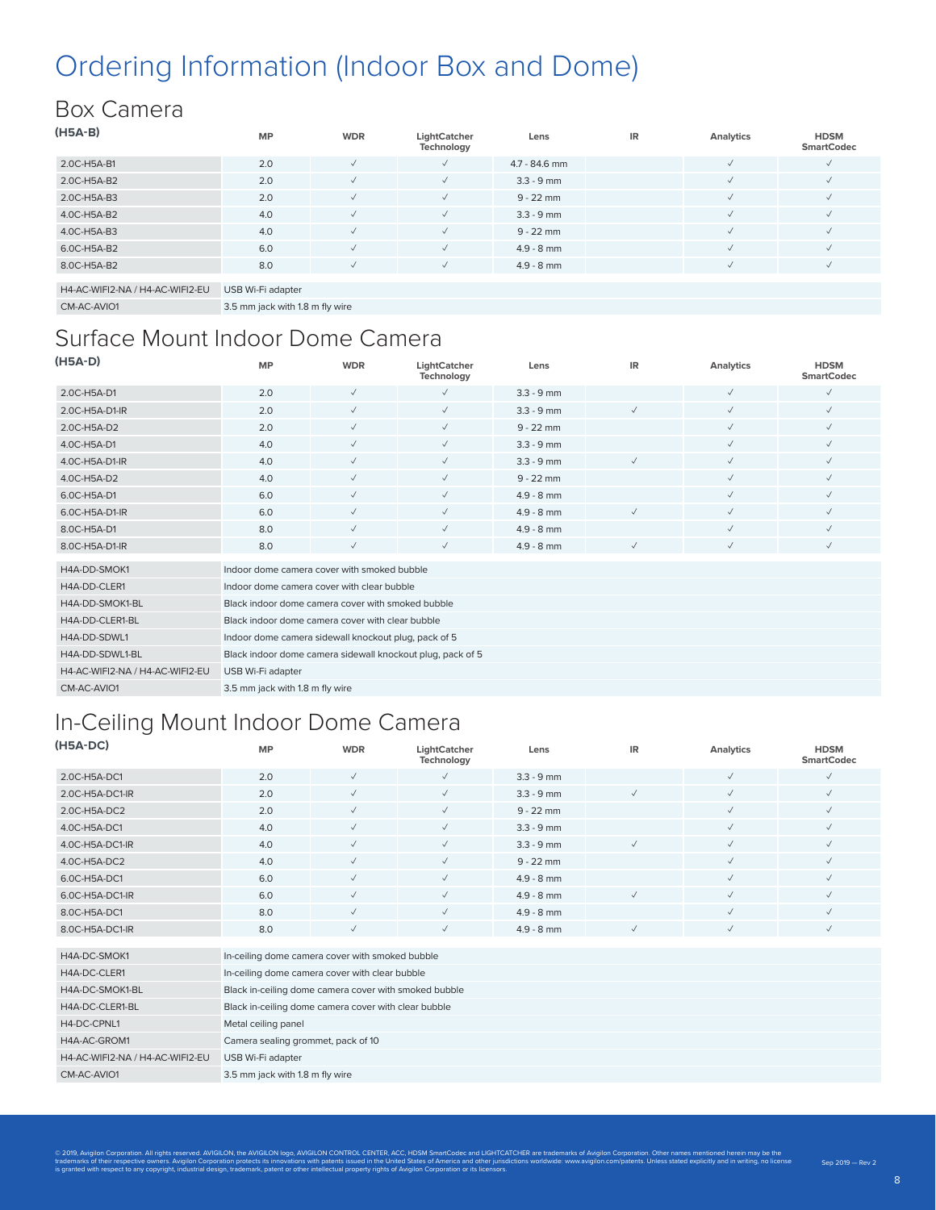# Ordering Information (Indoor Box and Dome)

## Box Camera

| (H5A-B) | MP | WDR | LightCatcher Technology | Lens | IR | Analytics | HDSM SmartCodec |
|---|---|---|---|---|---|---|---|
| 2.0C-H5A-B1 | 2.0 | ✓ | ✓ | 4.7 - 84.6 mm | | ✓ | ✓ |
| 2.0C-H5A-B2 | 2.0 | ✓ | ✓ | 3.3 - 9 mm | | ✓ | ✓ |
| 2.0C-H5A-B3 | 2.0 | ✓ | ✓ | 9 - 22 mm | | ✓ | ✓ |
| 4.0C-H5A-B2 | 4.0 | ✓ | ✓ | 3.3 - 9 mm | | ✓ | ✓ |
| 4.0C-H5A-B3 | 4.0 | ✓ | ✓ | 9 - 22 mm | | ✓ | ✓ |
| 6.0C-H5A-B2 | 6.0 | ✓ | ✓ | 4.9 - 8 mm | | ✓ | ✓ |
| 8.0C-H5A-B2 | 8.0 | ✓ | ✓ | 4.9 - 8 mm | | ✓ | ✓ |

| | |
|---|---|
| H4-AC-WIFI2-NA / H4-AC-WIFI2-EU | USB Wi-Fi adapter |
| CM-AC-AVIO1 | 3.5 mm jack with 1.8 m fly wire |

## Surface Mount Indoor Dome Camera

| (H5A-D) | MP | WDR | LightCatcher Technology | Lens | IR | Analytics | HDSM SmartCodec |
|---|---|---|---|---|---|---|---|
| 2.0C-H5A-D1 | 2.0 | ✓ | ✓ | 3.3 - 9 mm | | ✓ | ✓ |
| 2.0C-H5A-D1-IR | 2.0 | ✓ | ✓ | 3.3 - 9 mm | ✓ | ✓ | ✓ |
| 2.0C-H5A-D2 | 2.0 | ✓ | ✓ | 9 - 22 mm | | ✓ | ✓ |
| 4.0C-H5A-D1 | 4.0 | ✓ | ✓ | 3.3 - 9 mm | | ✓ | ✓ |
| 4.0C-H5A-D1-IR | 4.0 | ✓ | ✓ | 3.3 - 9 mm | ✓ | ✓ | ✓ |
| 4.0C-H5A-D2 | 4.0 | ✓ | ✓ | 9 - 22 mm | | ✓ | ✓ |
| 6.0C-H5A-D1 | 6.0 | ✓ | ✓ | 4.9 - 8 mm | | ✓ | ✓ |
| 6.0C-H5A-D1-IR | 6.0 | ✓ | ✓ | 4.9 - 8 mm | ✓ | ✓ | ✓ |
| 8.0C-H5A-D1 | 8.0 | ✓ | ✓ | 4.9 - 8 mm | | ✓ | ✓ |
| 8.0C-H5A-D1-IR | 8.0 | ✓ | ✓ | 4.9 - 8 mm | ✓ | ✓ | ✓ |

| | |
|---|---|
| H4A-DD-SMOK1 | Indoor dome camera cover with smoked bubble |
| H4A-DD-CLER1 | Indoor dome camera cover with clear bubble |
| H4A-DD-SMOK1-BL | Black indoor dome camera cover with smoked bubble |
| H4A-DD-CLER1-BL | Black indoor dome camera cover with clear bubble |
| H4A-DD-SDWL1 | Indoor dome camera sidewall knockout plug, pack of 5 |
| H4A-DD-SDWL1-BL | Black indoor dome camera sidewall knockout plug, pack of 5 |
| H4-AC-WIFI2-NA / H4-AC-WIFI2-EU | USB Wi-Fi adapter |
| CM-AC-AVIO1 | 3.5 mm jack with 1.8 m fly wire |

## In-Ceiling Mount Indoor Dome Camera

| (H5A-DC) | MP | WDR | LightCatcher Technology | Lens | IR | Analytics | HDSM SmartCodec |
|---|---|---|---|---|---|---|---|
| 2.0C-H5A-DC1 | 2.0 | ✓ | ✓ | 3.3 - 9 mm | | ✓ | ✓ |
| 2.0C-H5A-DC1-IR | 2.0 | ✓ | ✓ | 3.3 - 9 mm | ✓ | ✓ | ✓ |
| 2.0C-H5A-DC2 | 2.0 | ✓ | ✓ | 9 - 22 mm | | ✓ | ✓ |
| 4.0C-H5A-DC1 | 4.0 | ✓ | ✓ | 3.3 - 9 mm | | ✓ | ✓ |
| 4.0C-H5A-DC1-IR | 4.0 | ✓ | ✓ | 3.3 - 9 mm | ✓ | ✓ | ✓ |
| 4.0C-H5A-DC2 | 4.0 | ✓ | ✓ | 9 - 22 mm | | ✓ | ✓ |
| 6.0C-H5A-DC1 | 6.0 | ✓ | ✓ | 4.9 - 8 mm | | ✓ | ✓ |
| 6.0C-H5A-DC1-IR | 6.0 | ✓ | ✓ | 4.9 - 8 mm | ✓ | ✓ | ✓ |
| 8.0C-H5A-DC1 | 8.0 | ✓ | ✓ | 4.9 - 8 mm | | ✓ | ✓ |
| 8.0C-H5A-DC1-IR | 8.0 | ✓ | ✓ | 4.9 - 8 mm | ✓ | ✓ | ✓ |

| | |
|---|---|
| H4A-DC-SMOK1 | In-ceiling dome camera cover with smoked bubble |
| H4A-DC-CLER1 | In-ceiling dome camera cover with clear bubble |
| H4A-DC-SMOK1-BL | Black in-ceiling dome camera cover with smoked bubble |
| H4A-DC-CLER1-BL | Black in-ceiling dome camera cover with clear bubble |
| H4-DC-CPNL1 | Metal ceiling panel |
| H4A-AC-GROM1 | Camera sealing grommet, pack of 10 |
| H4-AC-WIFI2-NA / H4-AC-WIFI2-EU | USB Wi-Fi adapter |
| CM-AC-AVIO1 | 3.5 mm jack with 1.8 m fly wire |

© 2019, Avigilon Corporation. All rights reserved. AVIGILON, the AVIGILON logo, AVIGILON CONTROL CENTER, ACC, HDSM SmartCodec and LIGHTCATCHER are trademarks of Avigilon Corporation. Other names mentioned herein may be the trademarks of their respective owners. Avigilon Corporation protects its innovations with patents issued in the United States of America and other jurisdictions worldwide: www.avigilon.com/patents. Unless stated explicitly and in writing, no license is granted with respect to any copyright, industrial design, trademark, patent or other intellectual property rights of Avigilon Corporation or its licensors.

Sep 2019 — Rev 2